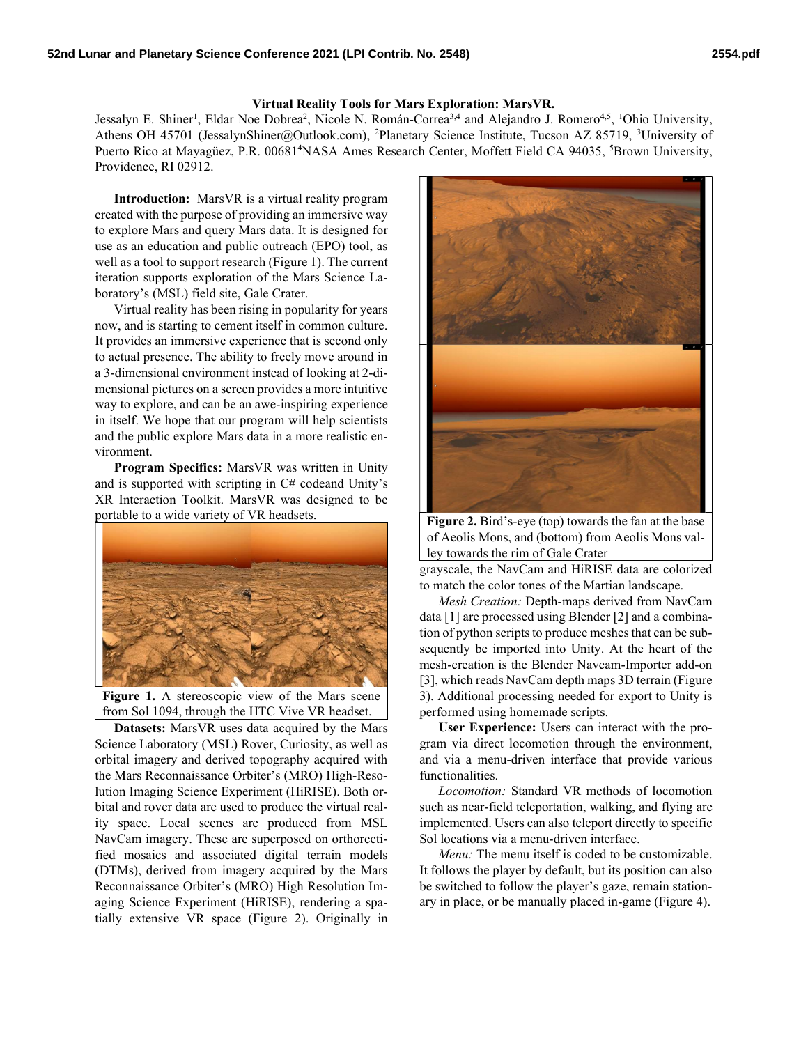# Virtual Reality Tools for Mars Exploration: MarsVR.

Jessalyn E. Shiner[1], Eldar Noe Dobrea[2], Nicole N. Román-Correa[3,4] and Alejandro J. Romero[4,5], [1]Ohio University, Athens OH 45701 (JessalynShiner@Outlook.com), [2]Planetary Science Institute, Tucson AZ 85719, [3]University of Puerto Rico at Mayagüez, P.R. 00681[4]NASA Ames Research Center, Moffett Field CA 94035, [5]Brown University, Providence, RI 02912.

**Introduction:** MarsVR is a virtual reality program created with the purpose of providing an immersive way to explore Mars and query Mars data. It is designed for use as an education and public outreach (EPO) tool, as well as a tool to support research (Figure 1). The current iteration supports exploration of the Mars Science Laboratory's (MSL) field site, Gale Crater.

Virtual reality has been rising in popularity for years now, and is starting to cement itself in common culture. It provides an immersive experience that is second only to actual presence. The ability to freely move around in a 3-dimensional environment instead of looking at 2-dimensional pictures on a screen provides a more intuitive way to explore, and can be an awe-inspiring experience in itself. We hope that our program will help scientists and the public explore Mars data in a more realistic environment.

**Program Specifics:** MarsVR was written in Unity and is supported with scripting in C# codeand Unity's XR Interaction Toolkit. MarsVR was designed to be portable to a wide variety of VR headsets.

**Figure 1.** A stereoscopic view of the Mars scene from Sol 1094, through the HTC Vive VR headset.

**Datasets:** MarsVR uses data acquired by the Mars Science Laboratory (MSL) Rover, Curiosity, as well as orbital imagery and derived topography acquired with the Mars Reconnaissance Orbiter's (MRO) High-Resolution Imaging Science Experiment (HiRISE). Both orbital and rover data are used to produce the virtual reality space. Local scenes are produced from MSL NavCam imagery. These are superposed on orthorectified mosaics and associated digital terrain models (DTMs), derived from imagery acquired by the Mars Reconnaissance Orbiter's (MRO) High Resolution Imaging Science Experiment (HiRISE), rendering a spatially extensive VR space (Figure 2). Originally in grayscale, the NavCam and HiRISE data are colorized to match the color tones of the Martian landscape.

**Figure 2.** Bird's-eye (top) towards the fan at the base of Aeolis Mons, and (bottom) from Aeolis Mons valley towards the rim of Gale Crater

*Mesh Creation:* Depth-maps derived from NavCam data [1] are processed using Blender [2] and a combination of python scripts to produce meshes that can be subsequently be imported into Unity. At the heart of the mesh-creation is the Blender Navcam-Importer add-on [3], which reads NavCam depth maps 3D terrain (Figure 3). Additional processing needed for export to Unity is performed using homemade scripts.

**User Experience:** Users can interact with the program via direct locomotion through the environment, and via a menu-driven interface that provide various functionalities.

*Locomotion:* Standard VR methods of locomotion such as near-field teleportation, walking, and flying are implemented. Users can also teleport directly to specific Sol locations via a menu-driven interface.

*Menu:* The menu itself is coded to be customizable. It follows the player by default, but its position can also be switched to follow the player's gaze, remain stationary in place, or be manually placed in-game (Figure 4).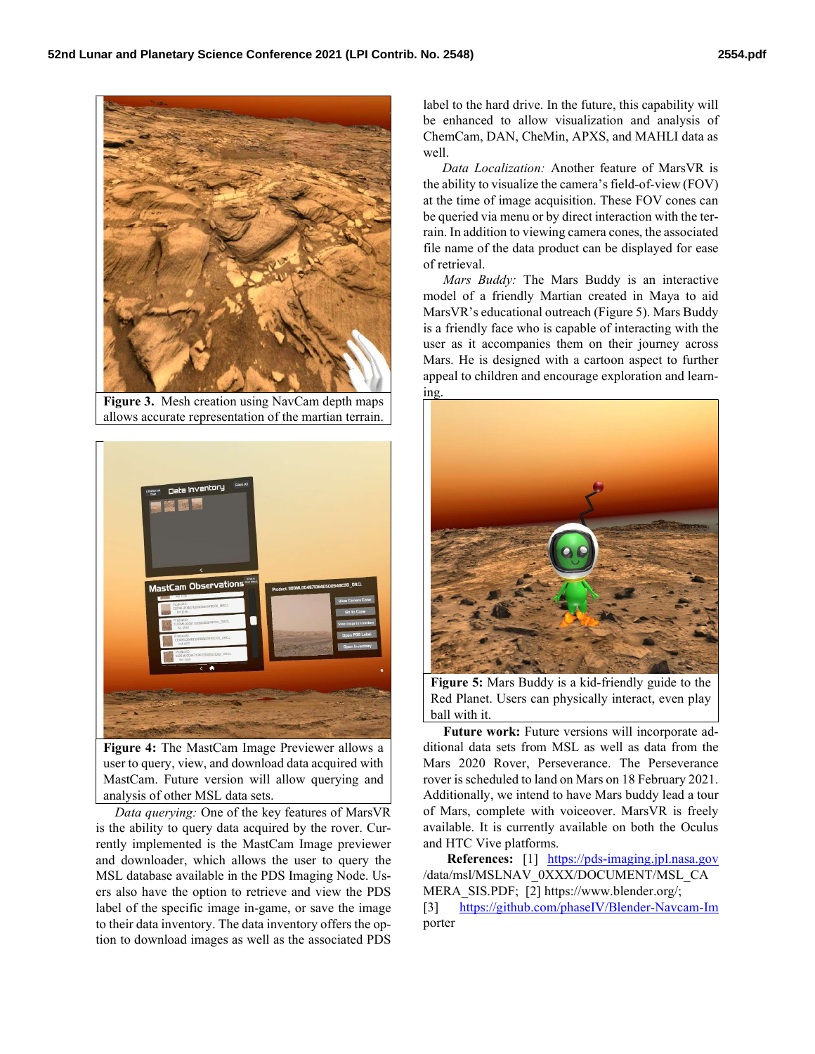**Figure 3.** Mesh creation using NavCam depth maps allows accurate representation of the martian terrain.

**Figure 4:** The MastCam Image Previewer allows a user to query, view, and download data acquired with MastCam. Future version will allow querying and analysis of other MSL data sets.

*Data querying:* One of the key features of MarsVR is the ability to query data acquired by the rover. Currently implemented is the MastCam Image previewer and downloader, which allows the user to query the MSL database available in the PDS Imaging Node. Users also have the option to retrieve and view the PDS label of the specific image in-game, or save the image to their data inventory. The data inventory offers the option to download images as well as the associated PDS label to the hard drive. In the future, this capability will be enhanced to allow visualization and analysis of ChemCam, DAN, CheMin, APXS, and MAHLI data as well.

*Data Localization:* Another feature of MarsVR is the ability to visualize the camera's field-of-view (FOV) at the time of image acquisition. These FOV cones can be queried via menu or by direct interaction with the terrain. In addition to viewing camera cones, the associated file name of the data product can be displayed for ease of retrieval.

*Mars Buddy:* The Mars Buddy is an interactive model of a friendly Martian created in Maya to aid MarsVR's educational outreach (Figure 5). Mars Buddy is a friendly face who is capable of interacting with the user as it accompanies them on their journey across Mars. He is designed with a cartoon aspect to further appeal to children and encourage exploration and learning.

**Figure 5:** Mars Buddy is a kid-friendly guide to the Red Planet. Users can physically interact, even play ball with it.

**Future work:** Future versions will incorporate additional data sets from MSL as well as data from the Mars 2020 Rover, Perseverance. The Perseverance rover is scheduled to land on Mars on 18 February 2021. Additionally, we intend to have Mars buddy lead a tour of Mars, complete with voiceover. MarsVR is freely available. It is currently available on both the Oculus and HTC Vive platforms.

**References:** [1] https://pds-imaging.jpl.nasa.gov/data/msl/MSLNAV_0XXX/DOCUMENT/MSL_CAMERA_SIS.PDF; [2] https://www.blender.org/; [3] https://github.com/phaseIV/Blender-Navcam-Importer